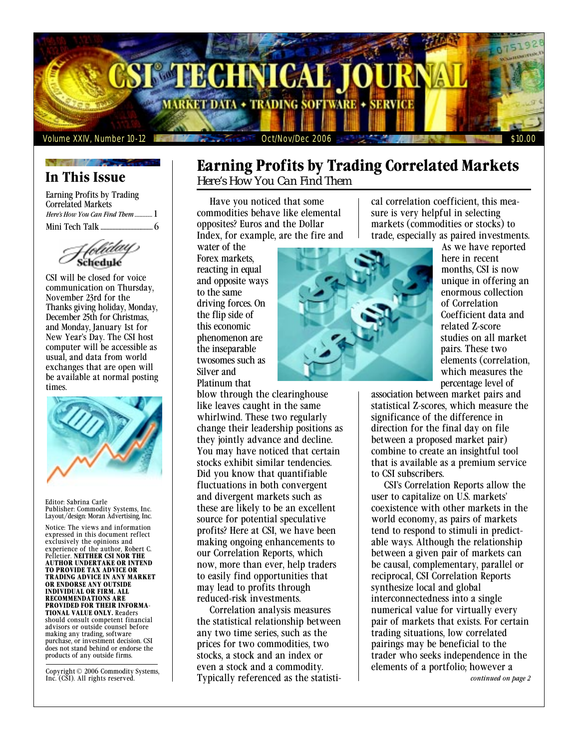# CSI® TECHNICAL JOURNAL

MARKET DATA ♦ TRADING SOFTWARE ♦ SERVICE

Volume XXIV, Number 10-12 | Oct/Nov/Dec 2006 | $10.00

## In This Issue

Earning Profits by Trading Correlated Markets
*Here's How You Can Find Them* ............. 1

Mini Tech Talk .................................. 6

### Holiday Schedule

CSI will be closed for voice communication on Thursday, November 23rd for the Thanks giving holiday, Monday, December 25th for Christmas, and Monday, January 1st for New Year's Day. The CSI host computer will be accessible as usual, and data from world exchanges that are open will be available at normal posting times.

Editor: Sabrina Carle
Publisher: Commodity Systems, Inc.
Layout/design: Moran Advertising, Inc.

Notice: The views and information expressed in this document reflect exclusively the opinions and experience of the author, Robert C. Pelletier. **NEITHER CSI NOR THE AUTHOR UNDERTAKE OR INTEND TO PROVIDE TAX ADVICE OR TRADING ADVICE IN ANY MARKET OR ENDORSE ANY OUTSIDE INDIVIDUAL OR FIRM. ALL RECOMMENDATIONS ARE PROVIDED FOR THEIR INFORMATIONAL VALUE ONLY.** Readers should consult competent financial advisors or outside counsel before making any trading, software purchase, or investment decision. CSI does not stand behind or endorse the products of any outside firms.

Copyright © 2006 Commodity Systems, Inc. (CSI). All rights reserved.

# Earning Profits by Trading Correlated Markets

*Here's How You Can Find Them*

Have you noticed that some commodities behave like elemental opposites? Euros and the Dollar Index, for example, are the fire and water of the Forex markets, reacting in equal and opposite ways to the same driving forces. On the flip side of this economic phenomenon are the inseparable twosomes such as Silver and Platinum that blow through the clearinghouse like leaves caught in the same whirlwind. These two regularly change their leadership positions as they jointly advance and decline. You may have noticed that certain stocks exhibit similar tendencies. Did you know that quantifiable fluctuations in both convergent and divergent markets such as these are likely to be an excellent source for potential speculative profits? Here at CSI, we have been making ongoing enhancements to our Correlation Reports, which now, more than ever, help traders to easily find opportunities that may lead to profits through reduced-risk investments.

Correlation analysis measures the statistical relationship between any two time series, such as the prices for two commodities, two stocks, a stock and an index or even a stock and a commodity. Typically referenced as the statistical correlation coefficient, this measure is very helpful in selecting markets (commodities or stocks) to trade, especially as paired investments.

As we have reported here in recent months, CSI is now unique in offering an enormous collection of Correlation Coefficient data and related Z-score studies on all market pairs. These two elements (correlation, which measures the percentage level of association between market pairs and statistical Z-scores, which measure the significance of the difference in direction for the final day on file between a proposed market pair) combine to create an insightful tool that is available as a premium service to CSI subscribers.

CSI's Correlation Reports allow the user to capitalize on U.S. markets' coexistence with other markets in the world economy, as pairs of markets tend to respond to stimuli in predictable ways. Although the relationship between a given pair of markets can be causal, complementary, parallel or reciprocal, CSI Correlation Reports synthesize local and global interconnectedness into a single numerical value for virtually every pair of markets that exists. For certain trading situations, low correlated pairings may be beneficial to the trader who seeks independence in the elements of a portfolio; however a

*continued on page 2*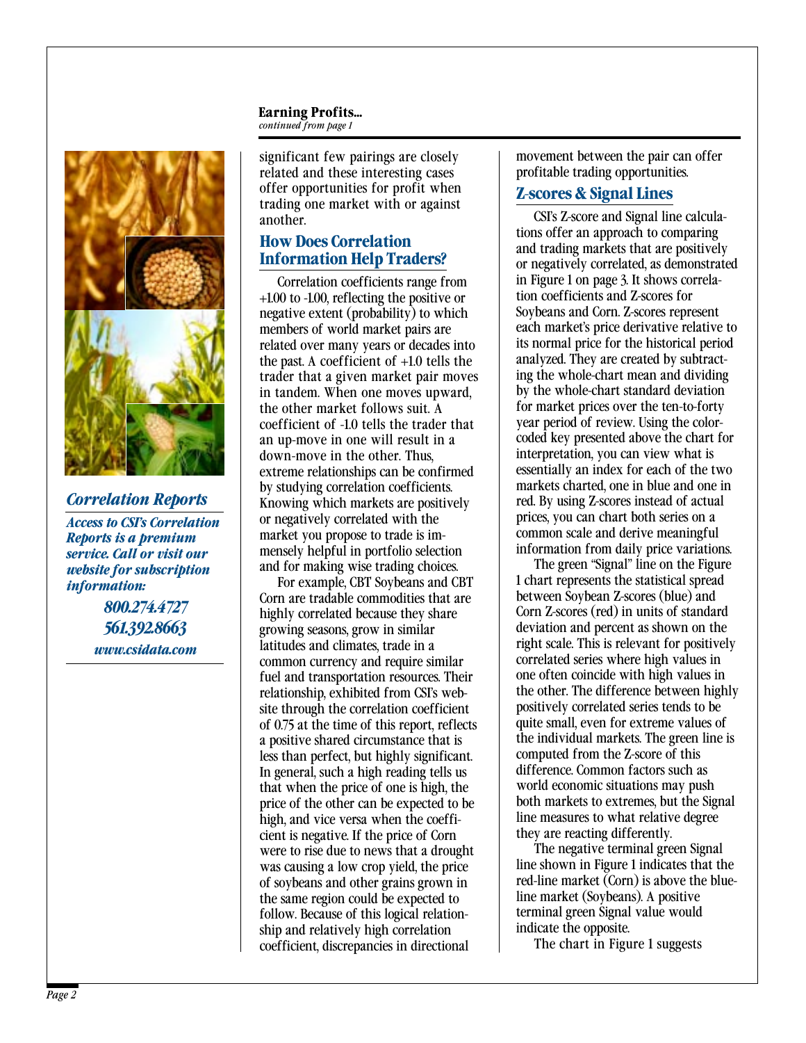**Earning Profits...**
*continued from page 1*

significant few pairings are closely related and these interesting cases offer opportunities for profit when trading one market with or against another.

## How Does Correlation Information Help Traders?

Correlation coefficients range from +1.00 to -1.00, reflecting the positive or negative extent (probability) to which members of world market pairs are related over many years or decades into the past. A coefficient of +1.0 tells the trader that a given market pair moves in tandem. When one moves upward, the other market follows suit. A coefficient of -1.0 tells the trader that an up-move in one will result in a down-move in the other. Thus, extreme relationships can be confirmed by studying correlation coefficients. Knowing which markets are positively or negatively correlated with the market you propose to trade is immensely helpful in portfolio selection and for making wise trading choices.

For example, CBT Soybeans and CBT Corn are tradable commodities that are highly correlated because they share growing seasons, grow in similar latitudes and climates, trade in a common currency and require similar fuel and transportation resources. Their relationship, exhibited from CSI's website through the correlation coefficient of 0.75 at the time of this report, reflects a positive shared circumstance that is less than perfect, but highly significant. In general, such a high reading tells us that when the price of one is high, the price of the other can be expected to be high, and vice versa when the coefficient is negative. If the price of Corn were to rise due to news that a drought was causing a low crop yield, the price of soybeans and other grains grown in the same region could be expected to follow. Because of this logical relationship and relatively high correlation coefficient, discrepancies in directional movement between the pair can offer profitable trading opportunities.

## Z-scores & Signal Lines

CSI's Z-score and Signal line calculations offer an approach to comparing and trading markets that are positively or negatively correlated, as demonstrated in Figure 1 on page 3. It shows correlation coefficients and Z-scores for Soybeans and Corn. Z-scores represent each market's price derivative relative to its normal price for the historical period analyzed. They are created by subtracting the whole-chart mean and dividing by the whole-chart standard deviation for market prices over the ten-to-forty year period of review. Using the color-coded key presented above the chart for interpretation, you can view what is essentially an index for each of the two markets charted, one in blue and one in red. By using Z-scores instead of actual prices, you can chart both series on a common scale and derive meaningful information from daily price variations.

The green "Signal" line on the Figure 1 chart represents the statistical spread between Soybean Z-scores (blue) and Corn Z-scores (red) in units of standard deviation and percent as shown on the right scale. This is relevant for positively correlated series where high values in one often coincide with high values in the other. The difference between highly positively correlated series tends to be quite small, even for extreme values of the individual markets. The green line is computed from the Z-score of this difference. Common factors such as world economic situations may push both markets to extremes, but the Signal line measures to what relative degree they are reacting differently.

The negative terminal green Signal line shown in Figure 1 indicates that the red-line market (Corn) is above the blue-line market (Soybeans). A positive terminal green Signal value would indicate the opposite.

The chart in Figure 1 suggests

### Correlation Reports

***Access to CSI's Correlation Reports is a premium service. Call or visit our website for subscription information:***

***800.274.4727***
***561.392.8663***
***www.csidata.com***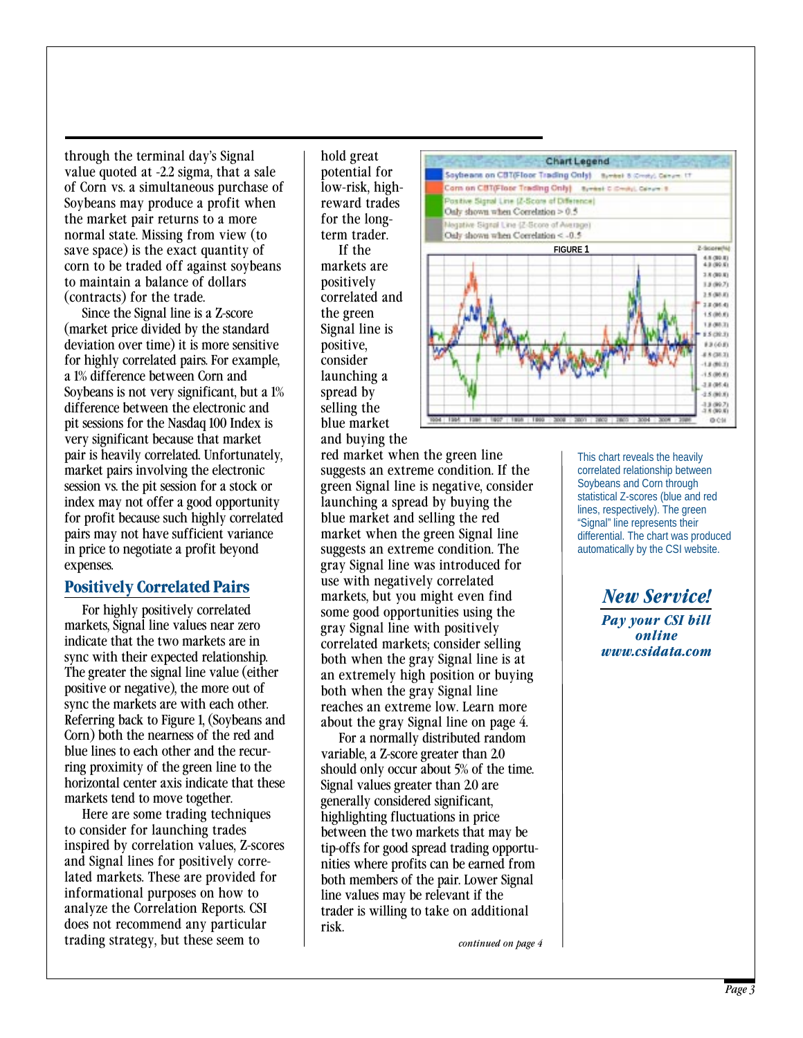through the terminal day's Signal value quoted at -2.2 sigma, that a sale of Corn vs. a simultaneous purchase of Soybeans may produce a profit when the market pair returns to a more normal state. Missing from view (to save space) is the exact quantity of corn to be traded off against soybeans to maintain a balance of dollars (contracts) for the trade.

Since the Signal line is a Z-score (market price divided by the standard deviation over time) it is more sensitive for highly correlated pairs. For example, a 1% difference between Corn and Soybeans is not very significant, but a 1% difference between the electronic and pit sessions for the Nasdaq 100 Index is very significant because that market pair is heavily correlated. Unfortunately, market pairs involving the electronic session vs. the pit session for a stock or index may not offer a good opportunity for profit because such highly correlated pairs may not have sufficient variance in price to negotiate a profit beyond expenses.

## Positively Correlated Pairs

For highly positively correlated markets, Signal line values near zero indicate that the two markets are in sync with their expected relationship. The greater the signal line value (either positive or negative), the more out of sync the markets are with each other. Referring back to Figure 1, (Soybeans and Corn) both the nearness of the red and blue lines to each other and the recurring proximity of the green line to the horizontal center axis indicate that these markets tend to move together.

Here are some trading techniques to consider for launching trades inspired by correlation values, Z-scores and Signal lines for positively correlated markets. These are provided for informational purposes on how to analyze the Correlation Reports. CSI does not recommend any particular trading strategy, but these seem to hold great potential for low-risk, high-reward trades for the long-term trader.

If the markets are positively correlated and the green Signal line is positive, consider launching a spread by selling the blue market and buying the red market when the green line suggests an extreme condition. If the green Signal line is negative, consider launching a spread by buying the blue market and selling the red market when the green Signal line suggests an extreme condition. The gray Signal line was introduced for use with negatively correlated markets, but you might even find some good opportunities using the gray Signal line with positively correlated markets; consider selling both when the gray Signal line is at an extremely high position or buying both when the gray Signal line reaches an extreme low. Learn more about the gray Signal line on page 4.

For a normally distributed random variable, a Z-score greater than 2.0 should only occur about 5% of the time. Signal values greater than 2.0 are generally considered significant, highlighting fluctuations in price between the two markets that may be tip-offs for good spread trading opportunities where profits can be earned from both members of the pair. Lower Signal line values may be relevant if the trader is willing to take on additional risk.

*continued on page 4*

**Chart Legend**

- Soybeans on CBT(Floor Trading Only)
- Corn on CBT(Floor Trading Only)
- Positive Signal Line (Z-Score of Difference) Only shown when Correlation > 0.5
- Negative Signal Line (Z-Score of Average) Only shown when Correlation < -0.5

**FIGURE 1**

This chart reveals the heavily correlated relationship between Soybeans and Corn through statistical Z-scores (blue and red lines, respectively). The green "Signal" line represents their differential. The chart was produced automatically by the CSI website.

***New Service!***

***Pay your CSI bill online www.csidata.com***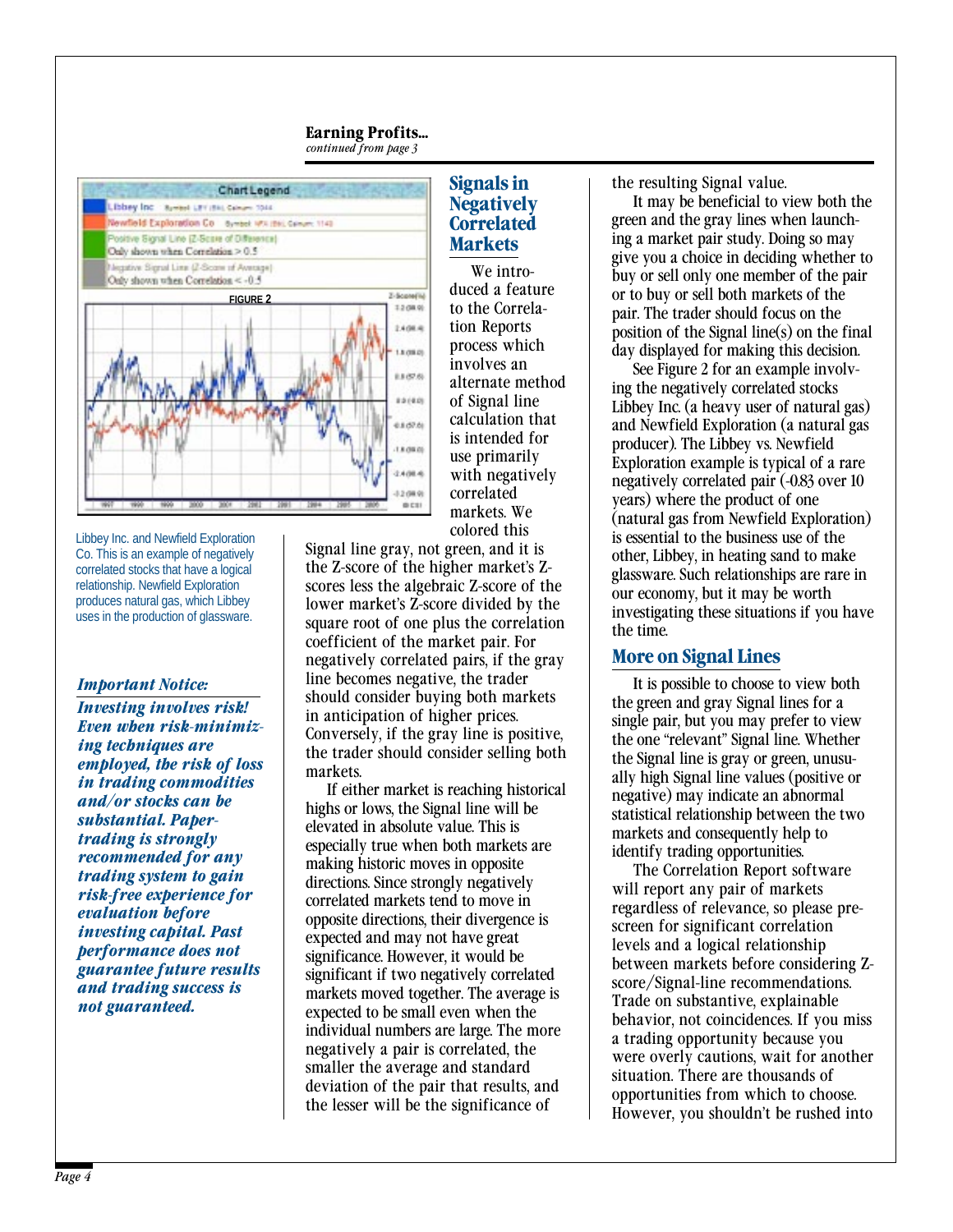**Earning Profits...**
*continued from page 3*

Libbey Inc. and Newfield Exploration Co. This is an example of negatively correlated stocks that have a logical relationship. Newfield Exploration produces natural gas, which Libbey uses in the production of glassware.

***Important Notice:***

***Investing involves risk! Even when risk-minimizing techniques are employed, the risk of loss in trading commodities and/or stocks can be substantial. Paper-trading is strongly recommended for any trading system to gain risk-free experience for evaluation before investing capital. Past performance does not guarantee future results and trading success is not guaranteed.***

## Signals in Negatively Correlated Markets

We introduced a feature to the Correlation Reports process which involves an alternate method of Signal line calculation that is intended for use primarily with negatively correlated markets. We colored this Signal line gray, not green, and it is the Z-score of the higher market's Z-scores less the algebraic Z-score of the lower market's Z-score divided by the square root of one plus the correlation coefficient of the market pair. For negatively correlated pairs, if the gray line becomes negative, the trader should consider buying both markets in anticipation of higher prices. Conversely, if the gray line is positive, the trader should consider selling both markets.

If either market is reaching historical highs or lows, the Signal line will be elevated in absolute value. This is especially true when both markets are making historic moves in opposite directions. Since strongly negatively correlated markets tend to move in opposite directions, their divergence is expected and may not have great significance. However, it would be significant if two negatively correlated markets moved together. The average is expected to be small even when the individual numbers are large. The more negatively a pair is correlated, the smaller the average and standard deviation of the pair that results, and the lesser will be the significance of the resulting Signal value.

It may be beneficial to view both the green and the gray lines when launching a market pair study. Doing so may give you a choice in deciding whether to buy or sell only one member of the pair or to buy or sell both markets of the pair. The trader should focus on the position of the Signal line(s) on the final day displayed for making this decision.

See Figure 2 for an example involving the negatively correlated stocks Libbey Inc. (a heavy user of natural gas) and Newfield Exploration (a natural gas producer). The Libbey vs. Newfield Exploration example is typical of a rare negatively correlated pair (-0.83 over 10 years) where the product of one (natural gas from Newfield Exploration) is essential to the business use of the other, Libbey, in heating sand to make glassware. Such relationships are rare in our economy, but it may be worth investigating these situations if you have the time.

## More on Signal Lines

It is possible to choose to view both the green and gray Signal lines for a single pair, but you may prefer to view the one "relevant" Signal line. Whether the Signal line is gray or green, unusually high Signal line values (positive or negative) may indicate an abnormal statistical relationship between the two markets and consequently help to identify trading opportunities.

The Correlation Report software will report any pair of markets regardless of relevance, so please pre-screen for significant correlation levels and a logical relationship between markets before considering Z-score/Signal-line recommendations. Trade on substantive, explainable behavior, not coincidences. If you miss a trading opportunity because you were overly cautions, wait for another situation. There are thousands of opportunities from which to choose. However, you shouldn't be rushed into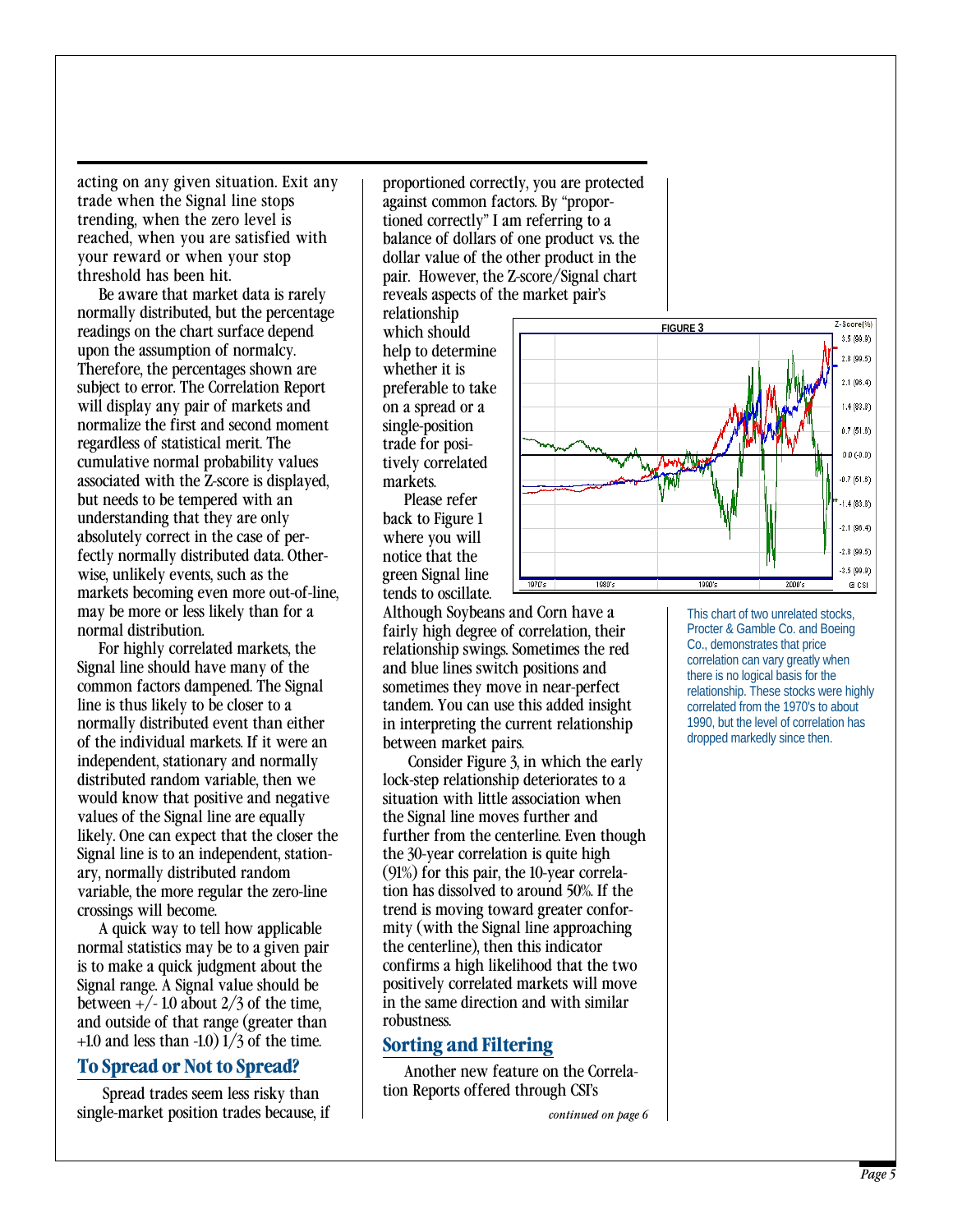acting on any given situation. Exit any trade when the Signal line stops trending, when the zero level is reached, when you are satisfied with your reward or when your stop threshold has been hit.

Be aware that market data is rarely normally distributed, but the percentage readings on the chart surface depend upon the assumption of normalcy. Therefore, the percentages shown are subject to error. The Correlation Report will display any pair of markets and normalize the first and second moment regardless of statistical merit. The cumulative normal probability values associated with the Z-score is displayed, but needs to be tempered with an understanding that they are only absolutely correct in the case of perfectly normally distributed data. Otherwise, unlikely events, such as the markets becoming even more out-of-line, may be more or less likely than for a normal distribution.

For highly correlated markets, the Signal line should have many of the common factors dampened. The Signal line is thus likely to be closer to a normally distributed event than either of the individual markets. If it were an independent, stationary and normally distributed random variable, then we would know that positive and negative values of the Signal line are equally likely. One can expect that the closer the Signal line is to an independent, stationary, normally distributed random variable, the more regular the zero-line crossings will become.

A quick way to tell how applicable normal statistics may be to a given pair is to make a quick judgment about the Signal range. A Signal value should be between +/- 1.0 about 2/3 of the time, and outside of that range (greater than +1.0 and less than -1.0) 1/3 of the time.

## To Spread or Not to Spread?

Spread trades seem less risky than single-market position trades because, if proportioned correctly, you are protected against common factors. By "proportioned correctly" I am referring to a balance of dollars of one product vs. the dollar value of the other product in the pair. However, the Z-score/Signal chart reveals aspects of the market pair's relationship which should help to determine whether it is preferable to take on a spread or a single-position trade for positively correlated markets.

Please refer back to Figure 1 where you will notice that the green Signal line tends to oscillate. Although Soybeans and Corn have a fairly high degree of correlation, their relationship swings. Sometimes the red and blue lines switch positions and sometimes they move in near-perfect tandem. You can use this added insight in interpreting the current relationship between market pairs.

Consider Figure 3, in which the early lock-step relationship deteriorates to a situation with little association when the Signal line moves further and further from the centerline. Even though the 30-year correlation is quite high (91%) for this pair, the 10-year correlation has dissolved to around 50%. If the trend is moving toward greater conformity (with the Signal line approaching the centerline), then this indicator confirms a high likelihood that the two positively correlated markets will move in the same direction and with similar robustness.

FIGURE 3

This chart of two unrelated stocks, Procter & Gamble Co. and Boeing Co., demonstrates that price correlation can vary greatly when there is no logical basis for the relationship. These stocks were highly correlated from the 1970's to about 1990, but the level of correlation has dropped markedly since then.

## Sorting and Filtering

Another new feature on the Correlation Reports offered through CSI's

*continued on page 6*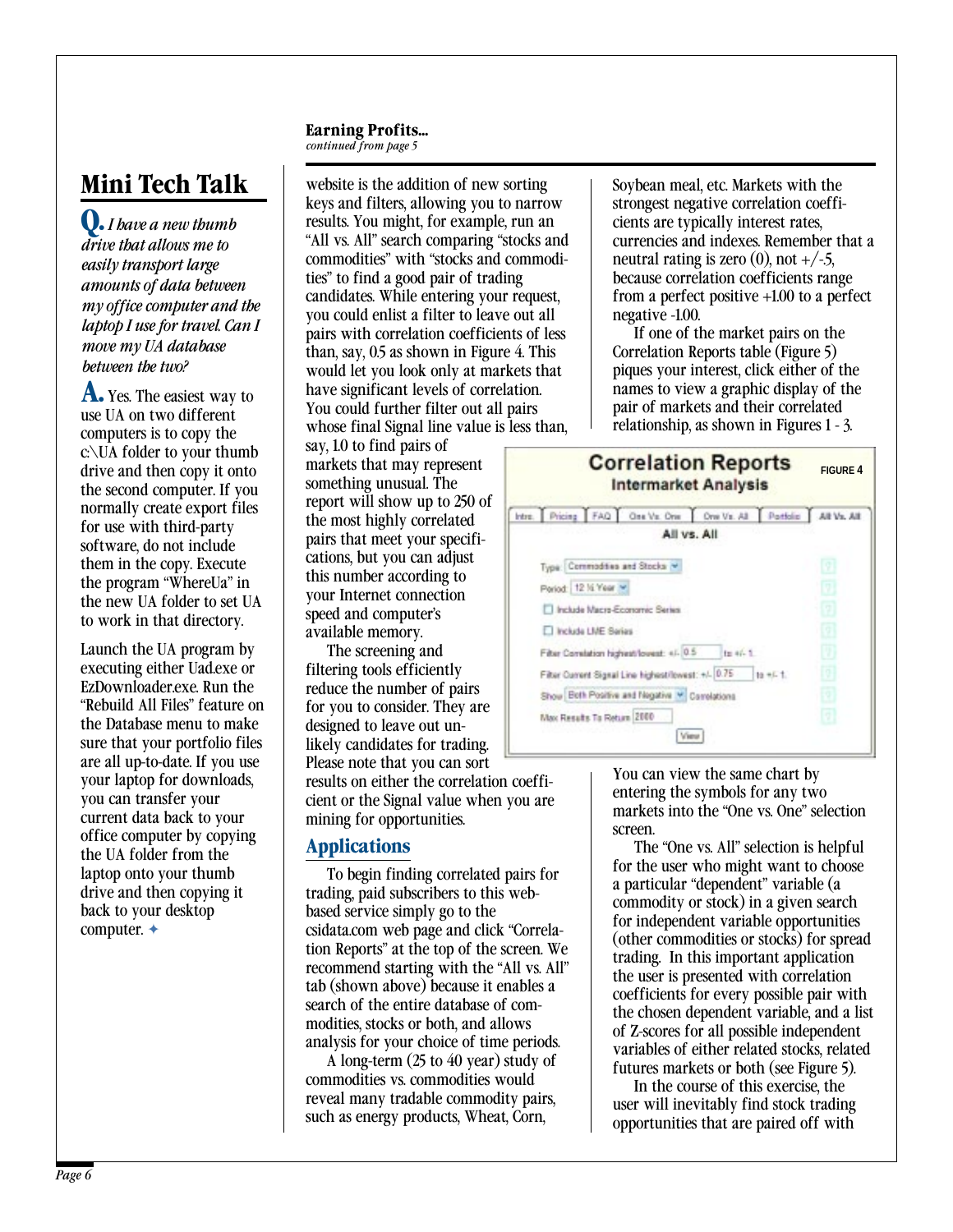## Mini Tech Talk

**Q.** *I have a new thumb drive that allows me to easily transport large amounts of data between my office computer and the laptop I use for travel. Can I move my UA database between the two?*

**A.** Yes. The easiest way to use UA on two different computers is to copy the c:\UA folder to your thumb drive and then copy it onto the second computer. If you normally create export files for use with third-party software, do not include them in the copy. Execute the program "WhereUa" in the new UA folder to set UA to work in that directory.

Launch the UA program by executing either Uad.exe or EzDownloader.exe. Run the "Rebuild All Files" feature on the Database menu to make sure that your portfolio files are all up-to-date. If you use your laptop for downloads, you can transfer your current data back to your office computer by copying the UA folder from the laptop onto your thumb drive and then copying it back to your desktop computer. ✦

**Earning Profits...**
*continued from page 5*

website is the addition of new sorting keys and filters, allowing you to narrow results. You might, for example, run an "All vs. All" search comparing "stocks and commodities" with "stocks and commodities" to find a good pair of trading candidates. While entering your request, you could enlist a filter to leave out all pairs with correlation coefficients of less than, say, 0.5 as shown in Figure 4. This would let you look only at markets that have significant levels of correlation. You could further filter out all pairs whose final Signal line value is less than, say, 1.0 to find pairs of markets that may represent something unusual. The report will show up to 250 of the most highly correlated pairs that meet your specifications, but you can adjust this number according to your Internet connection speed and computer's available memory.

The screening and filtering tools efficiently reduce the number of pairs for you to consider. They are designed to leave out unlikely candidates for trading. Please note that you can sort results on either the correlation coefficient or the Signal value when you are mining for opportunities.

### Applications

To begin finding correlated pairs for trading, paid subscribers to this web-based service simply go to the csidata.com web page and click "Correlation Reports" at the top of the screen. We recommend starting with the "All vs. All" tab (shown above) because it enables a search of the entire database of commodities, stocks or both, and allows analysis for your choice of time periods.

A long-term (25 to 40 year) study of commodities vs. commodities would reveal many tradable commodity pairs, such as energy products, Wheat, Corn, Soybean meal, etc. Markets with the strongest negative correlation coefficients are typically interest rates, currencies and indexes. Remember that a neutral rating is zero (0), not +/-.5, because correlation coefficients range from a perfect positive +1.00 to a perfect negative -1.00.

If one of the market pairs on the Correlation Reports table (Figure 5) piques your interest, click either of the names to view a graphic display of the pair of markets and their correlated relationship, as shown in Figures 1 - 3.

**Correlation Reports**
**Intermarket Analysis**
FIGURE 4

Intro. | Pricing | FAQ | One Vs. One | One Vs. All | Portfolio | All Vs. All

**All vs. All**

- Type: Commodities and Stocks
- Period: 12 ½ Year
- ☐ Include Macro-Economic Series
- ☐ Include LME Series
- Filter Correlation highest/lowest: +/- 0.5 to +/- 1
- Filter Current Signal Line highest/lowest: +/- 0.75 to +/- 1
- Show: Both Positive and Negative Correlations
- Max Results To Return: 2000
- View

You can view the same chart by entering the symbols for any two markets into the "One vs. One" selection screen.

The "One vs. All" selection is helpful for the user who might want to choose a particular "dependent" variable (a commodity or stock) in a given search for independent variable opportunities (other commodities or stocks) for spread trading. In this important application the user is presented with correlation coefficients for every possible pair with the chosen dependent variable, and a list of Z-scores for all possible independent variables of either related stocks, related futures markets or both (see Figure 5).

In the course of this exercise, the user will inevitably find stock trading opportunities that are paired off with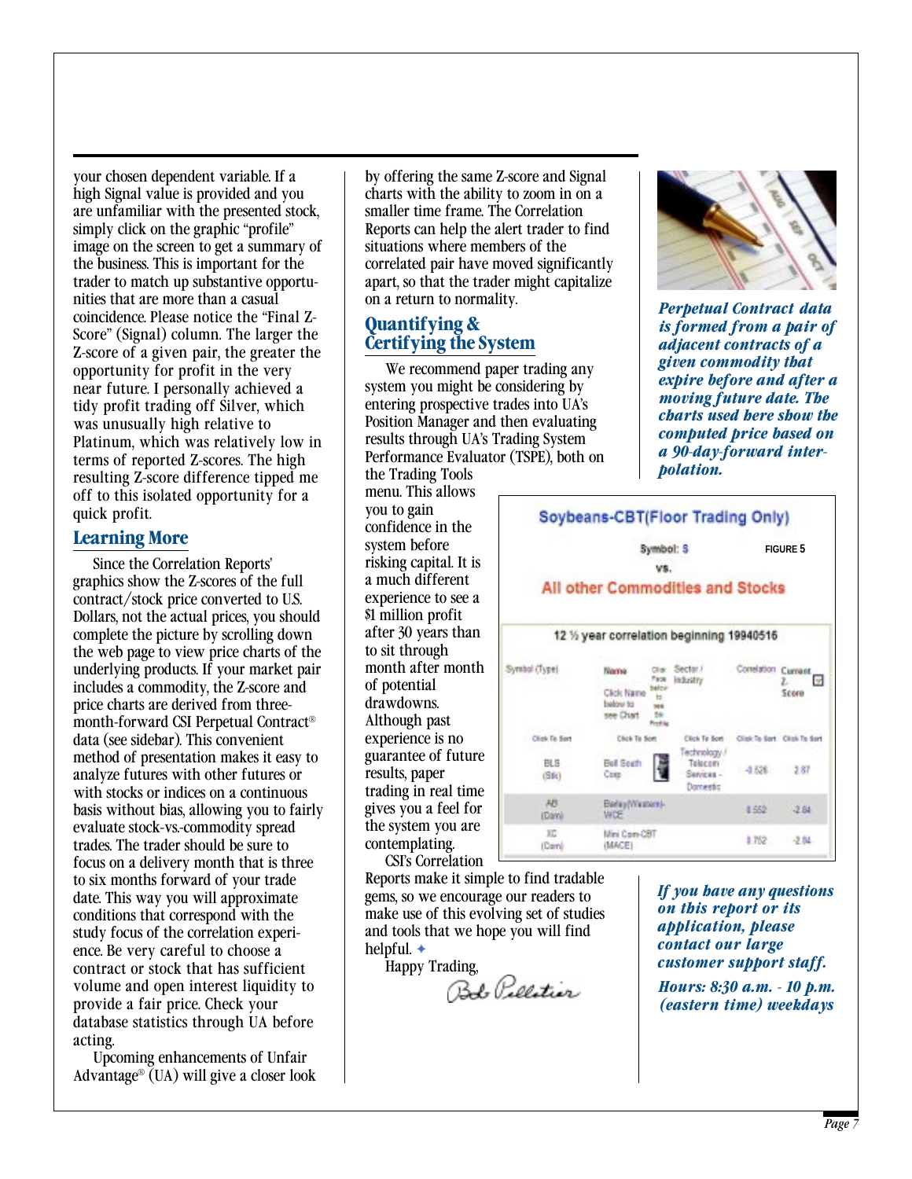your chosen dependent variable. If a high Signal value is provided and you are unfamiliar with the presented stock, simply click on the graphic "profile" image on the screen to get a summary of the business. This is important for the trader to match up substantive opportunities that are more than a casual coincidence. Please notice the "Final Z-Score" (Signal) column. The larger the Z-score of a given pair, the greater the opportunity for profit in the very near future. I personally achieved a tidy profit trading off Silver, which was unusually high relative to Platinum, which was relatively low in terms of reported Z-scores. The high resulting Z-score difference tipped me off to this isolated opportunity for a quick profit.

## Learning More

Since the Correlation Reports' graphics show the Z-scores of the full contract/stock price converted to U.S. Dollars, not the actual prices, you should complete the picture by scrolling down the web page to view price charts of the underlying products. If your market pair includes a commodity, the Z-score and price charts are derived from three-month-forward CSI Perpetual Contract® data (see sidebar). This convenient method of presentation makes it easy to analyze futures with other futures or with stocks or indices on a continuous basis without bias, allowing you to fairly evaluate stock-vs.-commodity spread trades. The trader should be sure to focus on a delivery month that is three to six months forward of your trade date. This way you will approximate conditions that correspond with the study focus of the correlation experience. Be very careful to choose a contract or stock that has sufficient volume and open interest liquidity to provide a fair price. Check your database statistics through UA before acting.

Upcoming enhancements of Unfair Advantage® (UA) will give a closer look by offering the same Z-score and Signal charts with the ability to zoom in on a smaller time frame. The Correlation Reports can help the alert trader to find situations where members of the correlated pair have moved significantly apart, so that the trader might capitalize on a return to normality.

## Quantifying & Certifying the System

We recommend paper trading any system you might be considering by entering prospective trades into UA's Position Manager and then evaluating results through UA's Trading System Performance Evaluator (TSPE), both on the Trading Tools menu. This allows you to gain confidence in the system before risking capital. It is a much different experience to see a $1 million profit after 30 years than to sit through month after month of potential drawdowns. Although past experience is no guarantee of future results, paper trading in real time gives you a feel for the system you are contemplating.

CSI's Correlation Reports make it simple to find tradable gems, so we encourage our readers to make use of this evolving set of studies and tools that we hope you will find helpful. ✦

Happy Trading,

Bob Pelletier

***Perpetual Contract data is formed from a pair of adjacent contracts of a given commodity that expire before and after a moving future date. The charts used here show the computed price based on a 90-day-forward interpolation.***

**Soybeans-CBT(Floor Trading Only)**

Symbol: S

vs.

**All other Commodities and Stocks**

FIGURE 5

12 ½ year correlation beginning 19940516

| Symbol (Type) | Name<br>Click Name below to see Chart | Click Face below to see Stk Profile | Sector / Industry | Correlation | Current Z-Score |
|---|---|---|---|---|---|
| Click To Sort | Click To Sort | | Click To Sort | Click To Sort | Click To Sort |
| BLS (Stk) | Bell South Corp | | Technology / Telecom Services - Domestic | -0.526 | 2.87 |
| AB (Cam) | Barley(Western)-WCE | | | 0.552 | -2.84 |
| XC (Cam) | Mini Corn-CBT (MACE) | | | 0.752 | -2.84 |

***If you have any questions on this report or its application, please contact our large customer support staff.***

***Hours: 8:30 a.m. - 10 p.m. (eastern time) weekdays***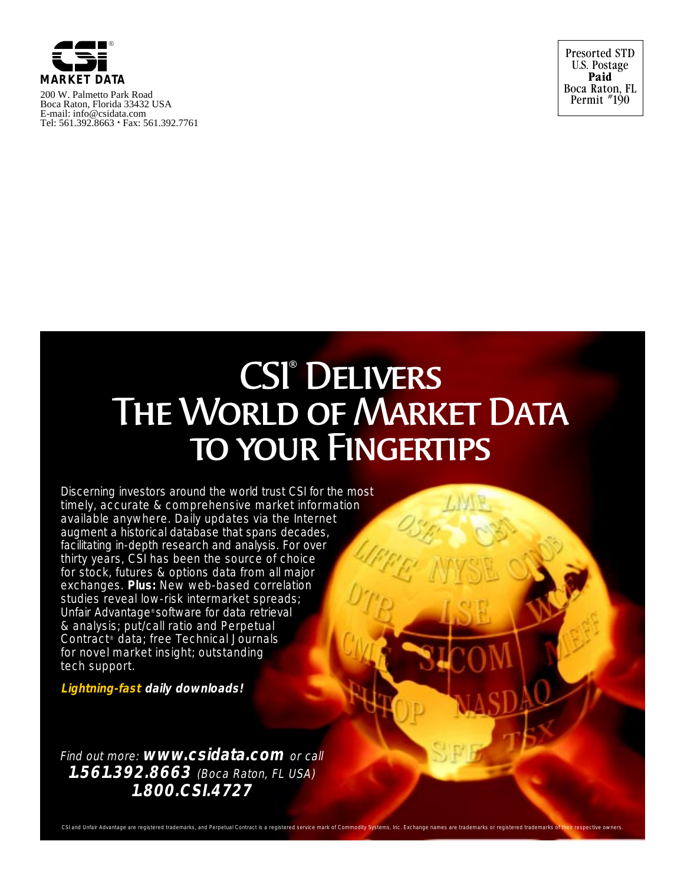**CSI® MARKET DATA**

200 W. Palmetto Park Road
Boca Raton, Florida 33432 USA
E-mail: info@csidata.com
Tel: 561.392.8663 • Fax: 561.392.7761

Presorted STD
U.S. Postage
**Paid**
Boca Raton, FL
Permit #190

# CSI® Delivers The World of Market Data to your Fingertips

Discerning investors around the world trust CSI for the most timely, accurate & comprehensive market information available anywhere. Daily updates via the Internet augment a historical database that spans decades, facilitating in-depth research and analysis. For over thirty years, CSI has been the source of choice for stock, futures & options data from all major exchanges. **Plus:** New web-based correlation studies reveal low-risk intermarket spreads; Unfair Advantage® software for data retrieval & analysis; put/call ratio and Perpetual Contract® data; free Technical Journals for novel market insight; outstanding tech support.

***Lightning-fast daily downloads!***

*Find out more:* ***www.csidata.com*** *or call*
***1.561.392.8663*** *(Boca Raton, FL USA)*
***1.800.CSI.4727***

CSI and Unfair Advantage are registered trademarks, and Perpetual Contract is a registered service mark of Commodity Systems, Inc. Exchange names are trademarks or registered trademarks of their respective owners.